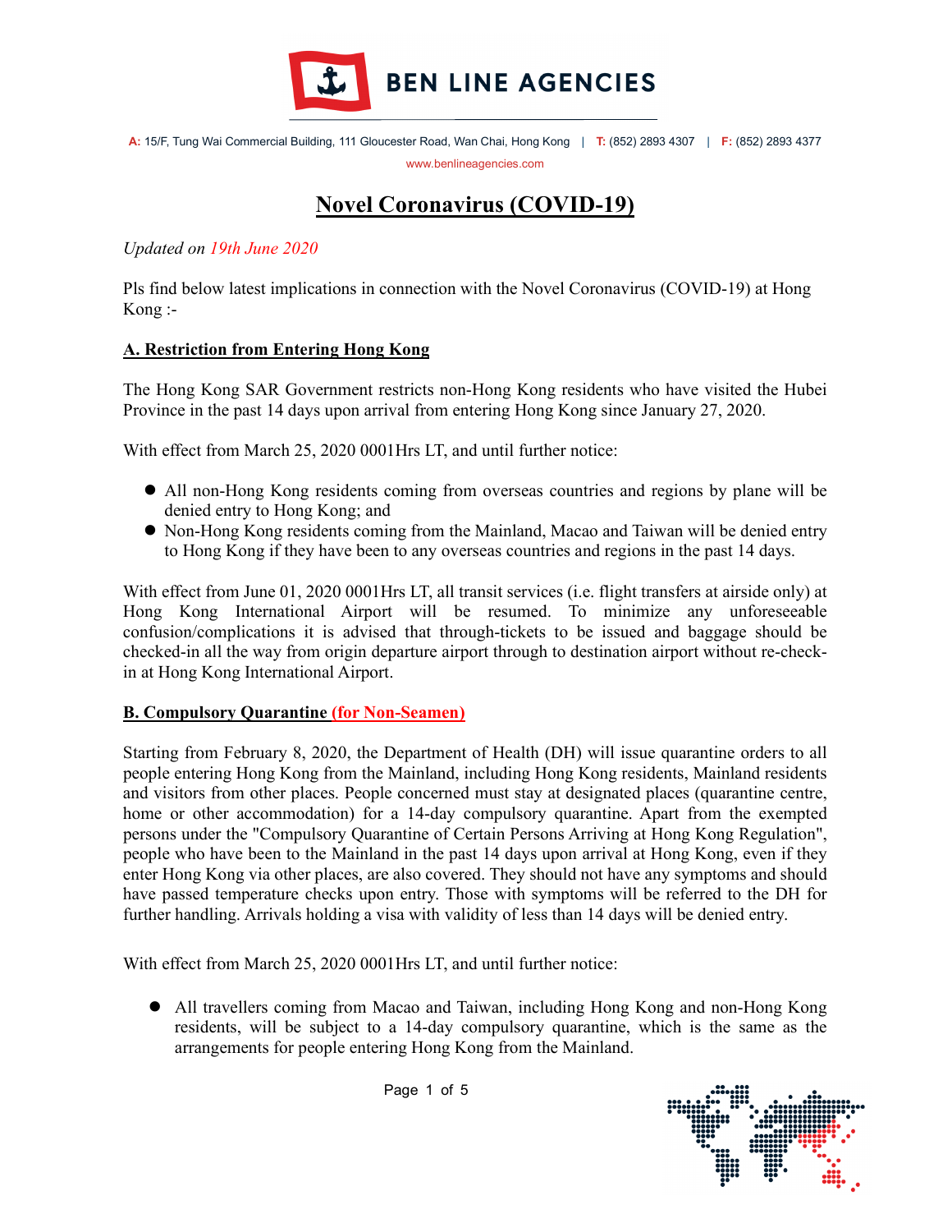**BEN LINE AGENCIES**

A: 15/F, Tung Wai Commercial Building, 111 Gloucester Road, Wan Chai, Hong Kong | T: (852) 2893 4307 | F: (852) 2893 4377

www.benlineagencies.com

# Novel Coronavirus (COVID-19)

*Updated on 19th June 2020*

Pls find below latest implications in connection with the Novel Coronavirus (COVID-19) at Hong Kong :-

## A. Restriction from Entering Hong Kong

The Hong Kong SAR Government restricts non-Hong Kong residents who have visited the Hubei Province in the past 14 days upon arrival from entering Hong Kong since January 27, 2020.

With effect from March 25, 2020 0001Hrs LT, and until further notice:

- All non-Hong Kong residents coming from overseas countries and regions by plane will be denied entry to Hong Kong; and
- Non-Hong Kong residents coming from the Mainland, Macao and Taiwan will be denied entry to Hong Kong if they have been to any overseas countries and regions in the past 14 days.

With effect from June 01, 2020 0001Hrs LT, all transit services (i.e. flight transfers at airside only) at Hong Kong International Airport will be resumed. To minimize any unforeseeable confusion/complications it is advised that through-tickets to be issued and baggage should be checked-in all the way from origin departure airport through to destination airport without re-check-in at Hong Kong International Airport.

## B. Compulsory Quarantine (for Non-Seamen)

Starting from February 8, 2020, the Department of Health (DH) will issue quarantine orders to all people entering Hong Kong from the Mainland, including Hong Kong residents, Mainland residents and visitors from other places. People concerned must stay at designated places (quarantine centre, home or other accommodation) for a 14-day compulsory quarantine. Apart from the exempted persons under the "Compulsory Quarantine of Certain Persons Arriving at Hong Kong Regulation", people who have been to the Mainland in the past 14 days upon arrival at Hong Kong, even if they enter Hong Kong via other places, are also covered. They should not have any symptoms and should have passed temperature checks upon entry. Those with symptoms will be referred to the DH for further handling. Arrivals holding a visa with validity of less than 14 days will be denied entry.

With effect from March 25, 2020 0001Hrs LT, and until further notice:

- All travellers coming from Macao and Taiwan, including Hong Kong and non-Hong Kong residents, will be subject to a 14-day compulsory quarantine, which is the same as the arrangements for people entering Hong Kong from the Mainland.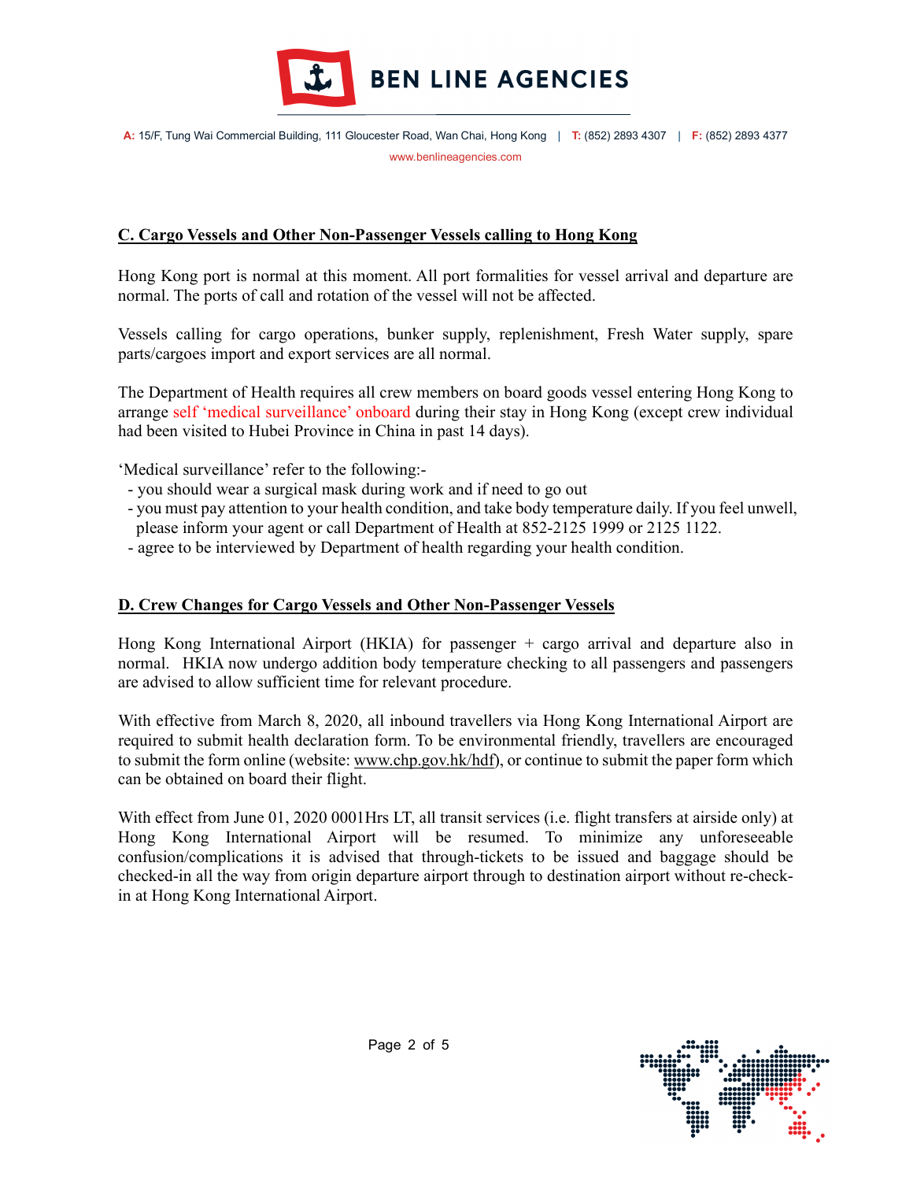## C. Cargo Vessels and Other Non-Passenger Vessels calling to Hong Kong

Hong Kong port is normal at this moment. All port formalities for vessel arrival and departure are normal. The ports of call and rotation of the vessel will not be affected.

Vessels calling for cargo operations, bunker supply, replenishment, Fresh Water supply, spare parts/cargoes import and export services are all normal.

The Department of Health requires all crew members on board goods vessel entering Hong Kong to arrange self 'medical surveillance' onboard during their stay in Hong Kong (except crew individual had been visited to Hubei Province in China in past 14 days).

'Medical surveillance' refer to the following:-

- you should wear a surgical mask during work and if need to go out
- you must pay attention to your health condition, and take body temperature daily. If you feel unwell, please inform your agent or call Department of Health at 852-2125 1999 or 2125 1122.
- agree to be interviewed by Department of health regarding your health condition.

## D. Crew Changes for Cargo Vessels and Other Non-Passenger Vessels

Hong Kong International Airport (HKIA) for passenger + cargo arrival and departure also in normal. HKIA now undergo addition body temperature checking to all passengers and passengers are advised to allow sufficient time for relevant procedure.

With effective from March 8, 2020, all inbound travellers via Hong Kong International Airport are required to submit health declaration form. To be environmental friendly, travellers are encouraged to submit the form online (website: www.chp.gov.hk/hdf), or continue to submit the paper form which can be obtained on board their flight.

With effect from June 01, 2020 0001Hrs LT, all transit services (i.e. flight transfers at airside only) at Hong Kong International Airport will be resumed. To minimize any unforeseeable confusion/complications it is advised that through-tickets to be issued and baggage should be checked-in all the way from origin departure airport through to destination airport without re-check-in at Hong Kong International Airport.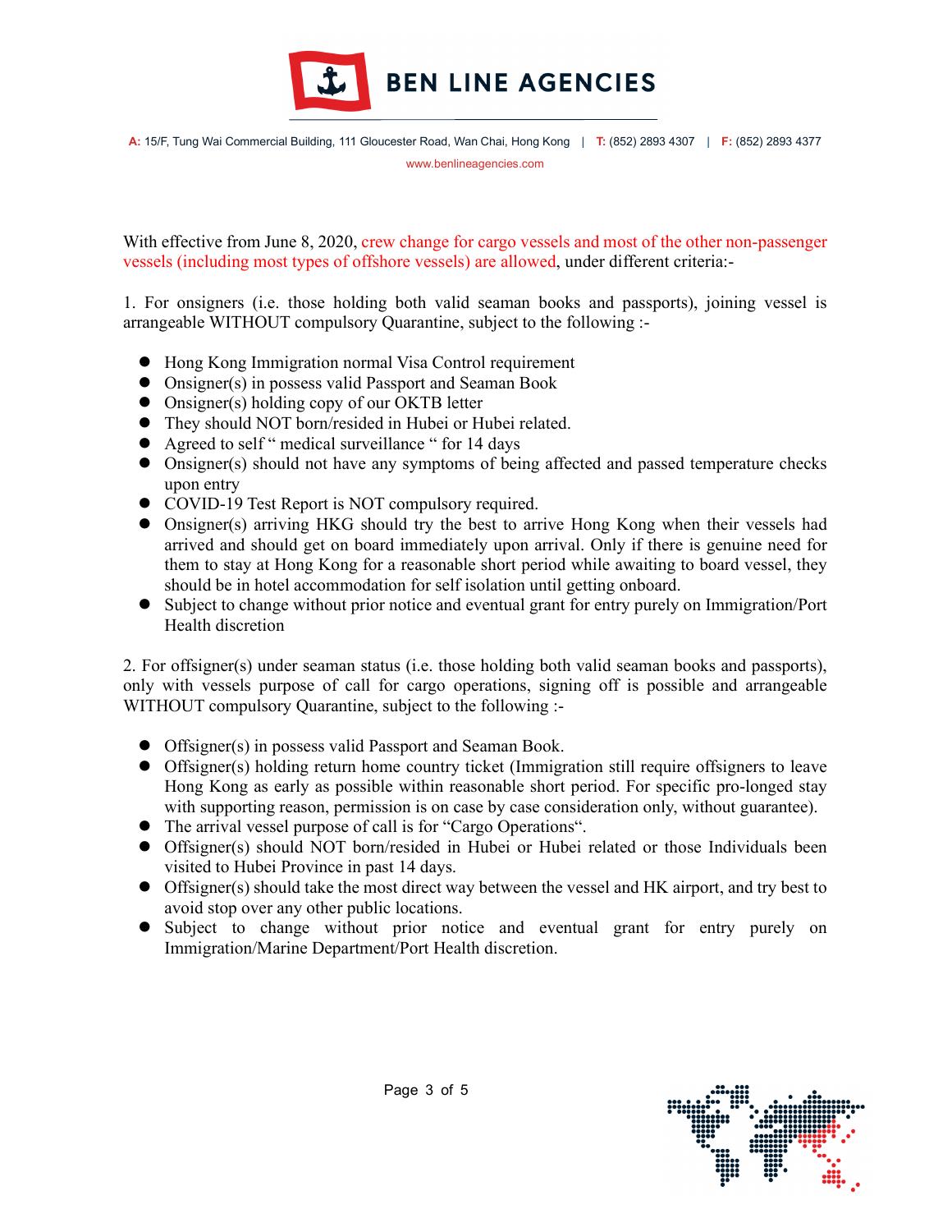With effective from June 8, 2020, crew change for cargo vessels and most of the other non-passenger vessels (including most types of offshore vessels) are allowed, under different criteria:-

1. For onsigners (i.e. those holding both valid seaman books and passports), joining vessel is arrangeable WITHOUT compulsory Quarantine, subject to the following :-

- Hong Kong Immigration normal Visa Control requirement
- Onsigner(s) in possess valid Passport and Seaman Book
- Onsigner(s) holding copy of our OKTB letter
- They should NOT born/resided in Hubei or Hubei related.
- Agreed to self " medical surveillance " for 14 days
- Onsigner(s) should not have any symptoms of being affected and passed temperature checks upon entry
- COVID-19 Test Report is NOT compulsory required.
- Onsigner(s) arriving HKG should try the best to arrive Hong Kong when their vessels had arrived and should get on board immediately upon arrival. Only if there is genuine need for them to stay at Hong Kong for a reasonable short period while awaiting to board vessel, they should be in hotel accommodation for self isolation until getting onboard.
- Subject to change without prior notice and eventual grant for entry purely on Immigration/Port Health discretion

2. For offsigner(s) under seaman status (i.e. those holding both valid seaman books and passports), only with vessels purpose of call for cargo operations, signing off is possible and arrangeable WITHOUT compulsory Quarantine, subject to the following :-

- Offsigner(s) in possess valid Passport and Seaman Book.
- Offsigner(s) holding return home country ticket (Immigration still require offsigners to leave Hong Kong as early as possible within reasonable short period. For specific pro-longed stay with supporting reason, permission is on case by case consideration only, without guarantee).
- The arrival vessel purpose of call is for "Cargo Operations".
- Offsigner(s) should NOT born/resided in Hubei or Hubei related or those Individuals been visited to Hubei Province in past 14 days.
- Offsigner(s) should take the most direct way between the vessel and HK airport, and try best to avoid stop over any other public locations.
- Subject to change without prior notice and eventual grant for entry purely on Immigration/Marine Department/Port Health discretion.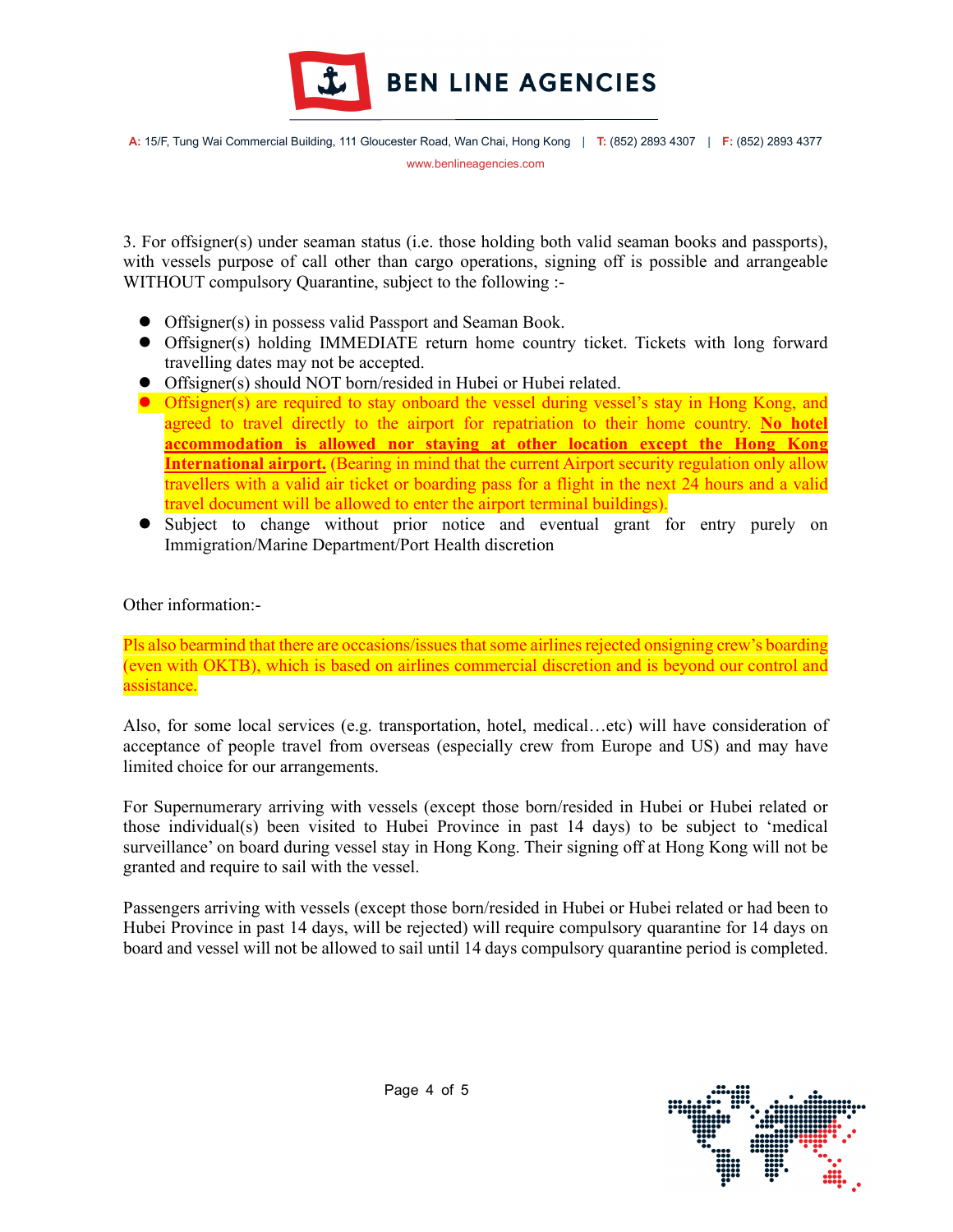3. For offsigner(s) under seaman status (i.e. those holding both valid seaman books and passports), with vessels purpose of call other than cargo operations, signing off is possible and arrangeable WITHOUT compulsory Quarantine, subject to the following :-

- Offsigner(s) in possess valid Passport and Seaman Book.
- Offsigner(s) holding IMMEDIATE return home country ticket. Tickets with long forward travelling dates may not be accepted.
- Offsigner(s) should NOT born/resided in Hubei or Hubei related.
- Offsigner(s) are required to stay onboard the vessel during vessel's stay in Hong Kong, and agreed to travel directly to the airport for repatriation to their home country. **No hotel accommodation is allowed nor staying at other location except the Hong Kong International airport.** (Bearing in mind that the current Airport security regulation only allow travellers with a valid air ticket or boarding pass for a flight in the next 24 hours and a valid travel document will be allowed to enter the airport terminal buildings).
- Subject to change without prior notice and eventual grant for entry purely on Immigration/Marine Department/Port Health discretion

Other information:-

Pls also bearmind that there are occasions/issues that some airlines rejected onsigning crew's boarding (even with OKTB), which is based on airlines commercial discretion and is beyond our control and assistance.

Also, for some local services (e.g. transportation, hotel, medical…etc) will have consideration of acceptance of people travel from overseas (especially crew from Europe and US) and may have limited choice for our arrangements.

For Supernumerary arriving with vessels (except those born/resided in Hubei or Hubei related or those individual(s) been visited to Hubei Province in past 14 days) to be subject to 'medical surveillance' on board during vessel stay in Hong Kong. Their signing off at Hong Kong will not be granted and require to sail with the vessel.

Passengers arriving with vessels (except those born/resided in Hubei or Hubei related or had been to Hubei Province in past 14 days, will be rejected) will require compulsory quarantine for 14 days on board and vessel will not be allowed to sail until 14 days compulsory quarantine period is completed.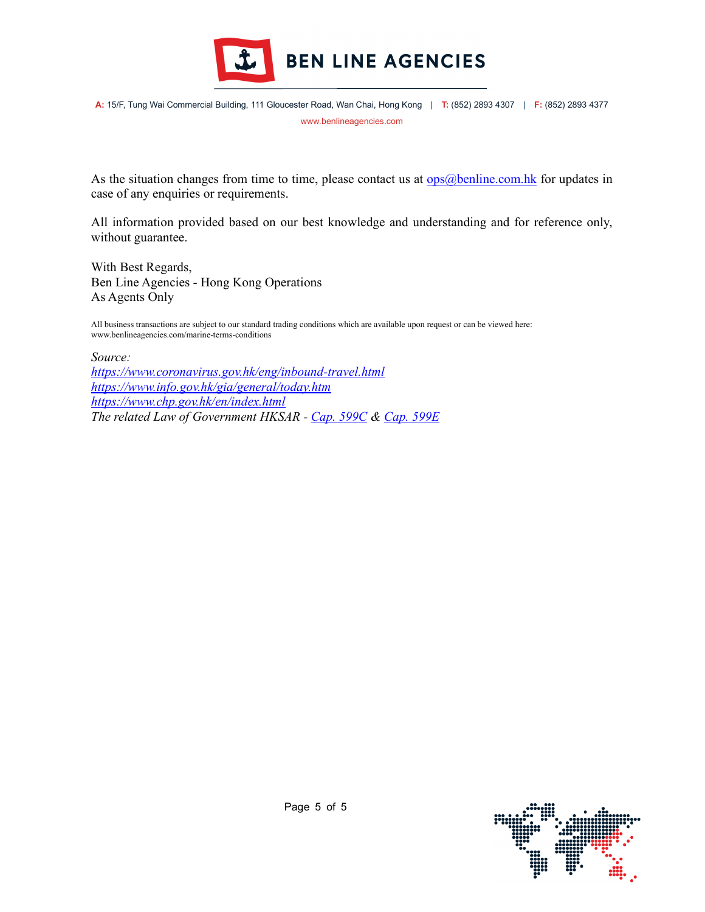As the situation changes from time to time, please contact us at [ops@benline.com.hk](mailto:ops@benline.com.hk) for updates in case of any enquiries or requirements.

All information provided based on our best knowledge and understanding and for reference only, without guarantee.

With Best Regards,
Ben Line Agencies - Hong Kong Operations
As Agents Only

All business transactions are subject to our standard trading conditions which are available upon request or can be viewed here: www.benlineagencies.com/marine-terms-conditions

*Source:*
*[https://www.coronavirus.gov.hk/eng/inbound-travel.html](https://www.coronavirus.gov.hk/eng/inbound-travel.html)*
*[https://www.info.gov.hk/gia/general/today.htm](https://www.info.gov.hk/gia/general/today.htm)*
*[https://www.chp.gov.hk/en/index.html](https://www.chp.gov.hk/en/index.html)*
*The related Law of Government HKSAR - Cap. 599C & Cap. 599E*